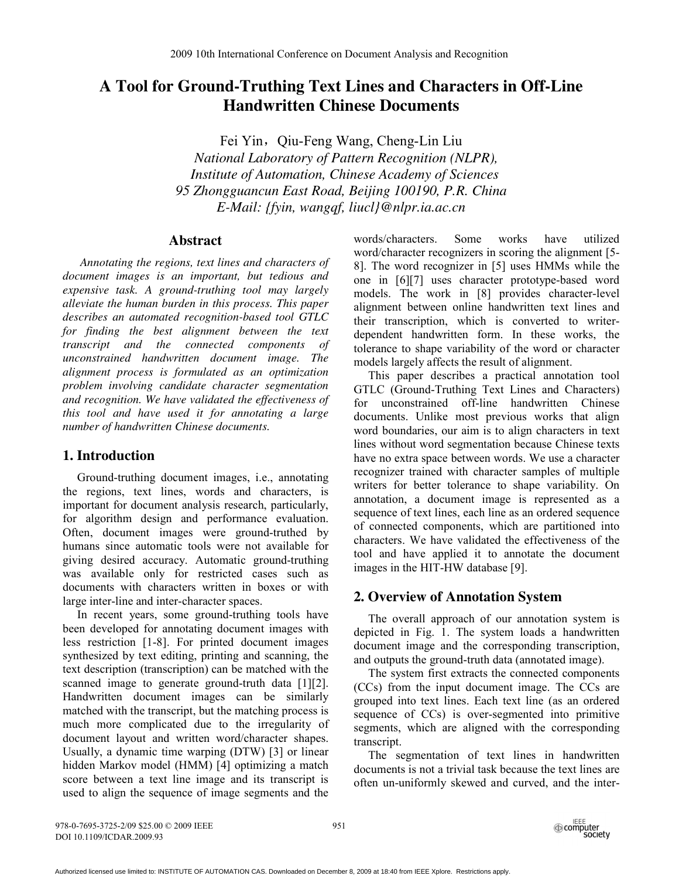# A Tool for Ground-Truthing Text Lines and Characters in Off-Line Handwritten Chinese Documents

Fei Yin，Qiu-Feng Wang, Cheng-Lin Liu

*National Laboratory of Pattern Recognition (NLPR),*
*Institute of Automation, Chinese Academy of Sciences*
*95 Zhongguancun East Road, Beijing 100190, P.R. China*
*E-Mail: {fyin, wangqf, liucl}@nlpr.ia.ac.cn*

## Abstract

*Annotating the regions, text lines and characters of document images is an important, but tedious and expensive task. A ground-truthing tool may largely alleviate the human burden in this process. This paper describes an automated recognition-based tool GTLC for finding the best alignment between the text transcript and the connected components of unconstrained handwritten document image. The alignment process is formulated as an optimization problem involving candidate character segmentation and recognition. We have validated the effectiveness of this tool and have used it for annotating a large number of handwritten Chinese documents.*

## 1. Introduction

Ground-truthing document images, i.e., annotating the regions, text lines, words and characters, is important for document analysis research, particularly, for algorithm design and performance evaluation. Often, document images were ground-truthed by humans since automatic tools were not available for giving desired accuracy. Automatic ground-truthing was available only for restricted cases such as documents with characters written in boxes or with large inter-line and inter-character spaces.

In recent years, some ground-truthing tools have been developed for annotating document images with less restriction [1-8]. For printed document images synthesized by text editing, printing and scanning, the text description (transcription) can be matched with the scanned image to generate ground-truth data [1][2]. Handwritten document images can be similarly matched with the transcript, but the matching process is much more complicated due to the irregularity of document layout and written word/character shapes. Usually, a dynamic time warping (DTW) [3] or linear hidden Markov model (HMM) [4] optimizing a match score between a text line image and its transcript is used to align the sequence of image segments and the words/characters. Some works have utilized word/character recognizers in scoring the alignment [5-8]. The word recognizer in [5] uses HMMs while the one in [6][7] uses character prototype-based word models. The work in [8] provides character-level alignment between online handwritten text lines and their transcription, which is converted to writer-dependent handwritten form. In these works, the tolerance to shape variability of the word or character models largely affects the result of alignment.

This paper describes a practical annotation tool GTLC (Ground-Truthing Text Lines and Characters) for unconstrained off-line handwritten Chinese documents. Unlike most previous works that align word boundaries, our aim is to align characters in text lines without word segmentation because Chinese texts have no extra space between words. We use a character recognizer trained with character samples of multiple writers for better tolerance to shape variability. On annotation, a document image is represented as a sequence of text lines, each line as an ordered sequence of connected components, which are partitioned into characters. We have validated the effectiveness of the tool and have applied it to annotate the document images in the HIT-HW database [9].

## 2. Overview of Annotation System

The overall approach of our annotation system is depicted in Fig. 1. The system loads a handwritten document image and the corresponding transcription, and outputs the ground-truth data (annotated image).

The system first extracts the connected components (CCs) from the input document image. The CCs are grouped into text lines. Each text line (as an ordered sequence of CCs) is over-segmented into primitive segments, which are aligned with the corresponding transcript.

The segmentation of text lines in handwritten documents is not a trivial task because the text lines are often un-uniformly skewed and curved, and the inter-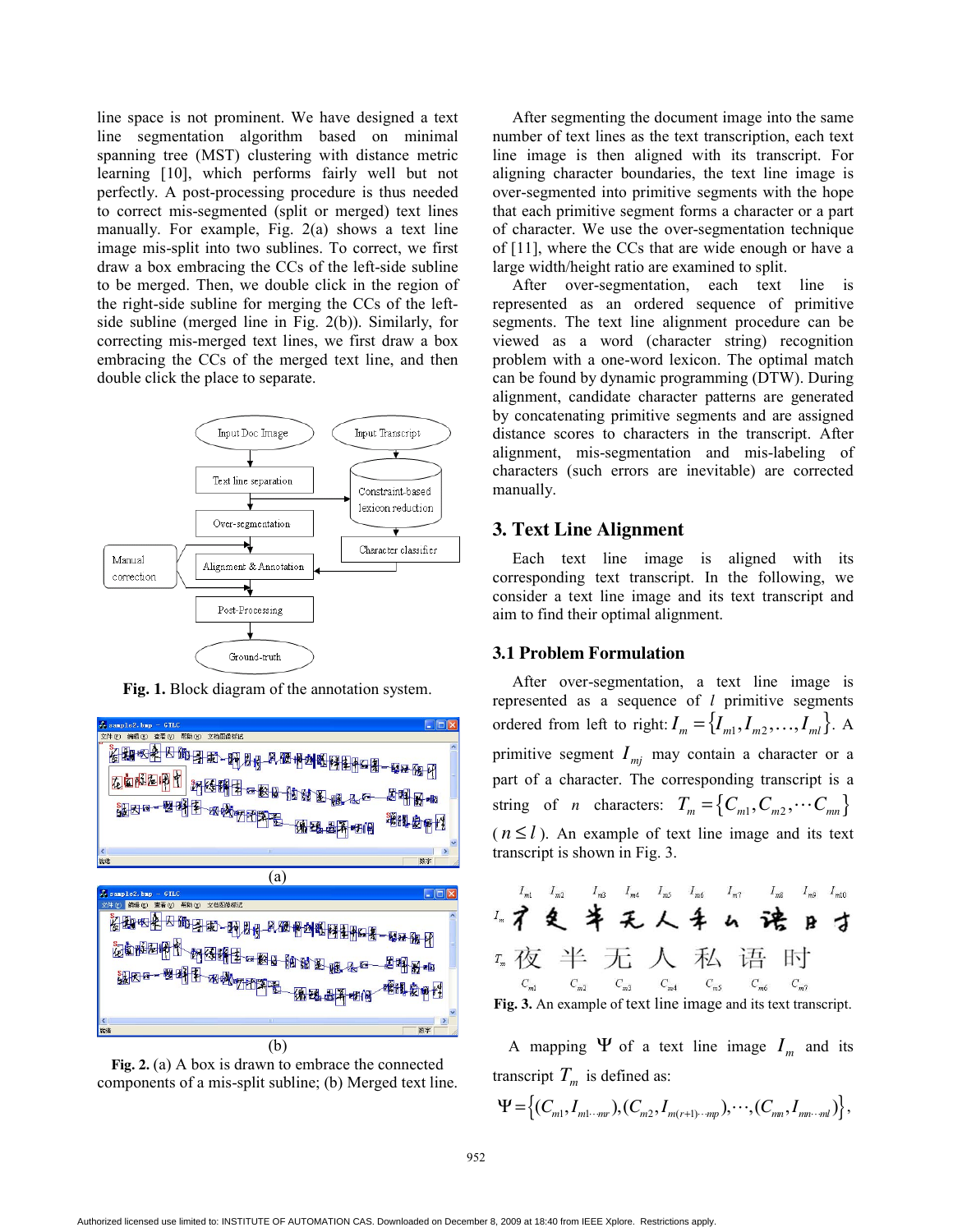line space is not prominent. We have designed a text line segmentation algorithm based on minimal spanning tree (MST) clustering with distance metric learning [10], which performs fairly well but not perfectly. A post-processing procedure is thus needed to correct mis-segmented (split or merged) text lines manually. For example, Fig. 2(a) shows a text line image mis-split into two sublines. To correct, we first draw a box embracing the CCs of the left-side subline to be merged. Then, we double click in the region of the right-side subline for merging the CCs of the left-side subline (merged line in Fig. 2(b)). Similarly, for correcting mis-merged text lines, we first draw a box embracing the CCs of the merged text line, and then double click the place to separate.

**Fig. 1.** Block diagram of the annotation system.

(a)

(b)

**Fig. 2.** (a) A box is drawn to embrace the connected components of a mis-split subline; (b) Merged text line.

After segmenting the document image into the same number of text lines as the text transcription, each text line image is then aligned with its transcript. For aligning character boundaries, the text line image is over-segmented into primitive segments with the hope that each primitive segment forms a character or a part of character. We use the over-segmentation technique of [11], where the CCs that are wide enough or have a large width/height ratio are examined to split.

After over-segmentation, each text line is represented as an ordered sequence of primitive segments. The text line alignment procedure can be viewed as a word (character string) recognition problem with a one-word lexicon. The optimal match can be found by dynamic programming (DTW). During alignment, candidate character patterns are generated by concatenating primitive segments and are assigned distance scores to characters in the transcript. After alignment, mis-segmentation and mis-labeling of characters (such errors are inevitable) are corrected manually.

## 3. Text Line Alignment

Each text line image is aligned with its corresponding text transcript. In the following, we consider a text line image and its text transcript and aim to find their optimal alignment.

### 3.1 Problem Formulation

After over-segmentation, a text line image is represented as a sequence of $l$ primitive segments ordered from left to right: $I_m = \{I_{m1}, I_{m2}, \ldots, I_{ml}\}$. A primitive segment $I_{mj}$ may contain a character or a part of a character. The corresponding transcript is a string of $n$ characters: $T_m = \{C_{m1}, C_{m2}, \cdots C_{mn}\}$ ($n \le l$). An example of text line image and its text transcript is shown in Fig. 3.

**Fig. 3.** An example of text line image and its text transcript.

A mapping $\Psi$ of a text line image $I_m$ and its transcript $T_m$ is defined as:

$$\Psi = \{(C_{m1}, I_{m1\cdots mr}), (C_{m2}, I_{m(r+1)\cdots mp}), \cdots, (C_{mn}, I_{mn\cdots ml})\},$$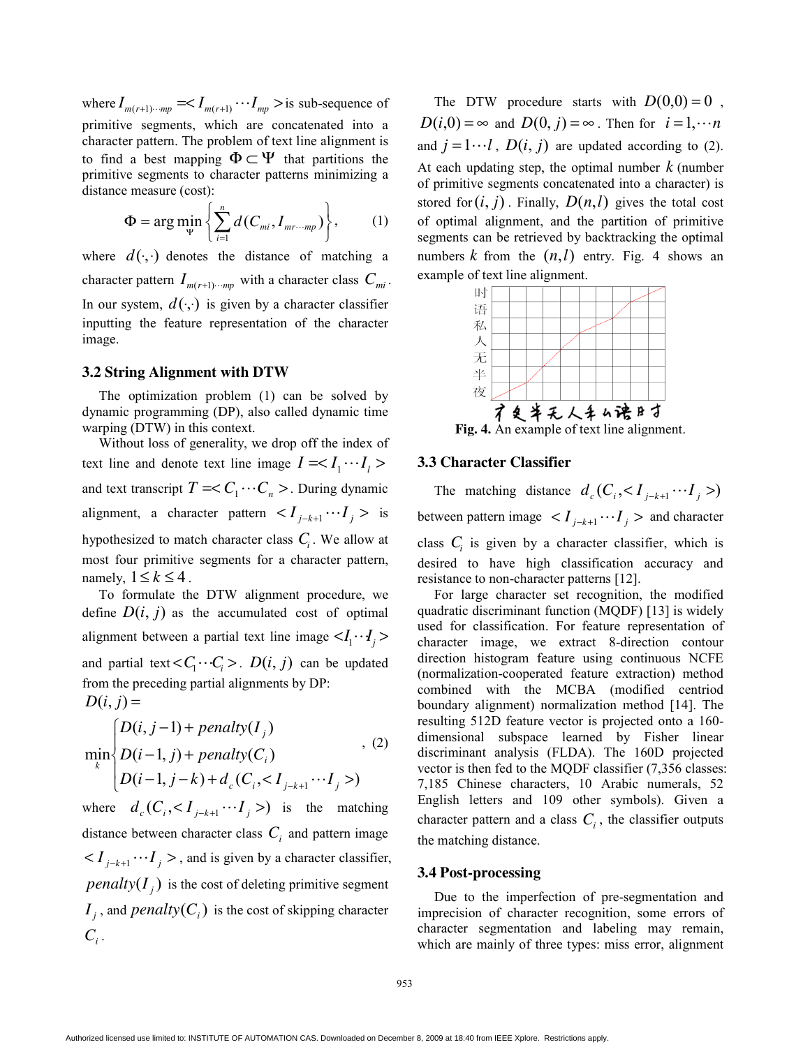where $I_{m(r+1)\cdots mp} =< I_{m(r+1)} \cdots I_{mp} >$ is sub-sequence of primitive segments, which are concatenated into a character pattern. The problem of text line alignment is to find a best mapping $\Phi \subset \Psi$ that partitions the primitive segments to character patterns minimizing a distance measure (cost):

$$\Phi = \arg\min_{\Psi} \left\{ \sum_{i=1}^{n} d(C_{mi}, I_{mr\cdots mp}) \right\}, \qquad (1)$$

where $d(\cdot,\cdot)$ denotes the distance of matching a character pattern $I_{m(r+1)\cdots mp}$ with a character class $C_{mi}$. In our system, $d(\cdot,\cdot)$ is given by a character classifier inputting the feature representation of the character image.

### 3.2 String Alignment with DTW

The optimization problem (1) can be solved by dynamic programming (DP), also called dynamic time warping (DTW) in this context.

Without loss of generality, we drop off the index of text line and denote text line image $I =< I_1 \cdots I_l >$ and text transcript $T =< C_1 \cdots C_n >$. During dynamic alignment, a character pattern $< I_{j-k+1} \cdots I_j >$ is hypothesized to match character class $C_i$. We allow at most four primitive segments for a character pattern, namely, $1 \le k \le 4$.

To formulate the DTW alignment procedure, we define $D(i, j)$ as the accumulated cost of optimal alignment between a partial text line image $< I_1 \cdots I_j >$ and partial text $< C_1 \cdots C_i >$. $D(i, j)$ can be updated from the preceding partial alignments by DP:

$$D(i, j) = \min_{k} \begin{cases} D(i, j-1) + penalty(I_j) \\ D(i-1, j) + penalty(C_i) \\ D(i-1, j-k) + d_c(C_i, < I_{j-k+1} \cdots I_j >) \end{cases}, \quad (2)$$

where $d_c(C_i, < I_{j-k+1} \cdots I_j >)$ is the matching distance between character class $C_i$ and pattern image $< I_{j-k+1} \cdots I_j >$, and is given by a character classifier, $penalty(I_j)$ is the cost of deleting primitive segment $I_j$, and $penalty(C_i)$ is the cost of skipping character $C_i$.

The DTW procedure starts with $D(0,0) = 0$, $D(i,0) = \infty$ and $D(0, j) = \infty$. Then for $i = 1,\cdots n$ and $j = 1\cdots l$, $D(i, j)$ are updated according to (2). At each updating step, the optimal number $k$ (number of primitive segments concatenated into a character) is stored for $(i, j)$. Finally, $D(n,l)$ gives the total cost of optimal alignment, and the partition of primitive segments can be retrieved by backtracking the optimal numbers $k$ from the $(n,l)$ entry. Fig. 4 shows an example of text line alignment.

**Fig. 4.** An example of text line alignment.

### 3.3 Character Classifier

The matching distance $d_c(C_i, < I_{j-k+1} \cdots I_j >)$ between pattern image $< I_{j-k+1} \cdots I_j >$ and character class $C_i$ is given by a character classifier, which is desired to have high classification accuracy and resistance to non-character patterns [12].

For large character set recognition, the modified quadratic discriminant function (MQDF) [13] is widely used for classification. For feature representation of character image, we extract 8-direction contour direction histogram feature using continuous NCFE (normalization-cooperated feature extraction) method combined with the MCBA (modified centroid boundary alignment) normalization method [14]. The resulting 512D feature vector is projected onto a 160-dimensional subspace learned by Fisher linear discriminant analysis (FLDA). The 160D projected vector is then fed to the MQDF classifier (7,356 classes: 7,185 Chinese characters, 10 Arabic numerals, 52 English letters and 109 other symbols). Given a character pattern and a class $C_i$, the classifier outputs the matching distance.

### 3.4 Post-processing

Due to the imperfection of pre-segmentation and imprecision of character recognition, some errors of character segmentation and labeling may remain, which are mainly of three types: miss error, alignment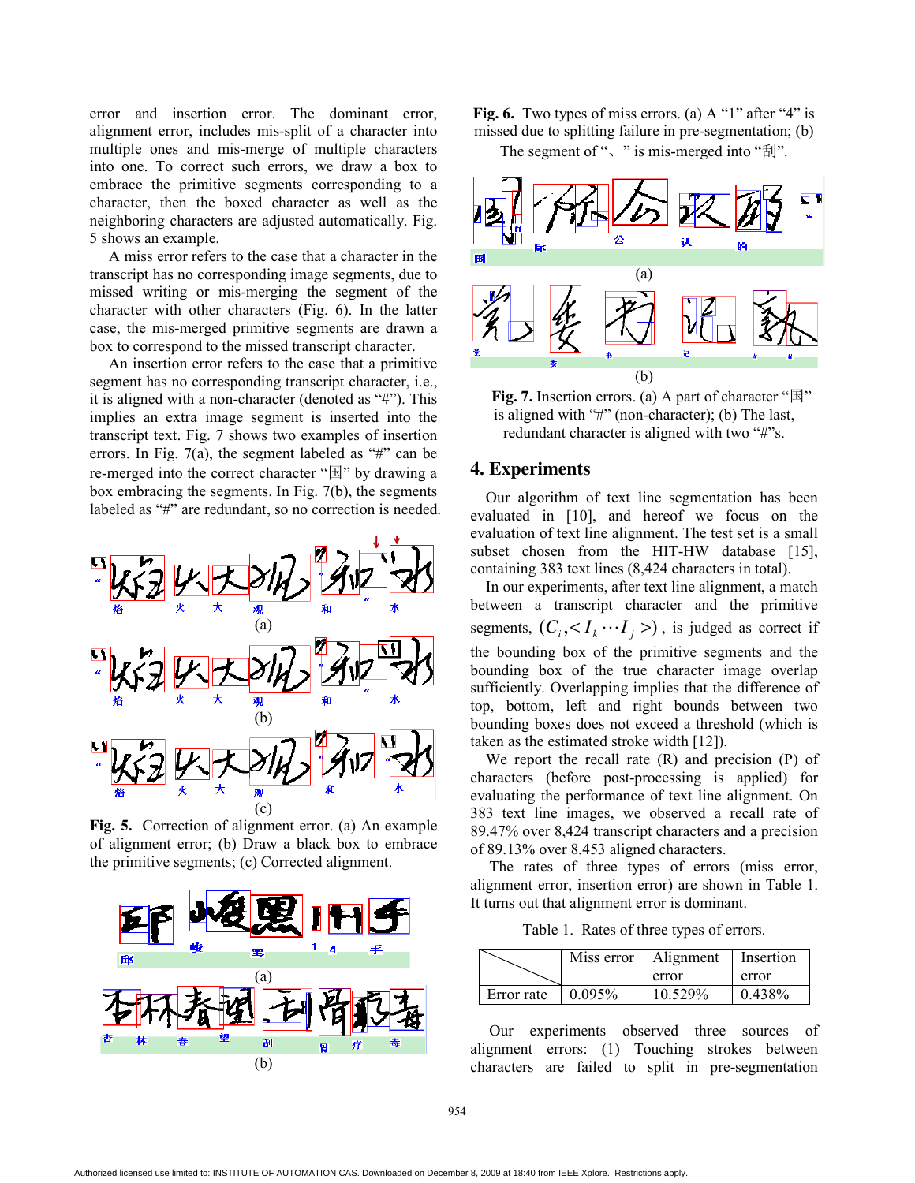error and insertion error. The dominant error, alignment error, includes mis-split of a character into multiple ones and mis-merge of multiple characters into one. To correct such errors, we draw a box to embrace the primitive segments corresponding to a character, then the boxed character as well as the neighboring characters are adjusted automatically. Fig. 5 shows an example.

A miss error refers to the case that a character in the transcript has no corresponding image segments, due to missed writing or mis-merging the segment of the character with other characters (Fig. 6). In the latter case, the mis-merged primitive segments are drawn a box to correspond to the missed transcript character.

An insertion error refers to the case that a primitive segment has no corresponding transcript character, i.e., it is aligned with a non-character (denoted as "#"). This implies an extra image segment is inserted into the transcript text. Fig. 7 shows two examples of insertion errors. In Fig. 7(a), the segment labeled as "#" can be re-merged into the correct character "国" by drawing a box embracing the segments. In Fig. 7(b), the segments labeled as "#" are redundant, so no correction is needed.

**Fig. 5.** Correction of alignment error. (a) An example of alignment error; (b) Draw a black box to embrace the primitive segments; (c) Corrected alignment.

**Fig. 6.** Two types of miss errors. (a) A "1" after "4" is missed due to splitting failure in pre-segmentation; (b) The segment of "、" is mis-merged into "刮".

**Fig. 7.** Insertion errors. (a) A part of character "国" is aligned with "#" (non-character); (b) The last, redundant character is aligned with two "#"s.

## 4. Experiments

Our algorithm of text line segmentation has been evaluated in [10], and hereof we focus on the evaluation of text line alignment. The test set is a small subset chosen from the HIT-HW database [15], containing 383 text lines (8,424 characters in total).

In our experiments, after text line alignment, a match between a transcript character and the primitive segments, $(C_i, < I_k \cdots I_j >)$, is judged as correct if the bounding box of the primitive segments and the bounding box of the true character image overlap sufficiently. Overlapping implies that the difference of top, bottom, left and right bounds between two bounding boxes does not exceed a threshold (which is taken as the estimated stroke width [12]).

We report the recall rate (R) and precision (P) of characters (before post-processing is applied) for evaluating the performance of text line alignment. On 383 text line images, we observed a recall rate of 89.47% over 8,424 transcript characters and a precision of 89.13% over 8,453 aligned characters.

The rates of three types of errors (miss error, alignment error, insertion error) are shown in Table 1. It turns out that alignment error is dominant.

Table 1. Rates of three types of errors.

| | Miss error | Alignment error | Insertion error |
|---|---|---|---|
| Error rate | 0.095% | 10.529% | 0.438% |

Our experiments observed three sources of alignment errors: (1) Touching strokes between characters are failed to split in pre-segmentation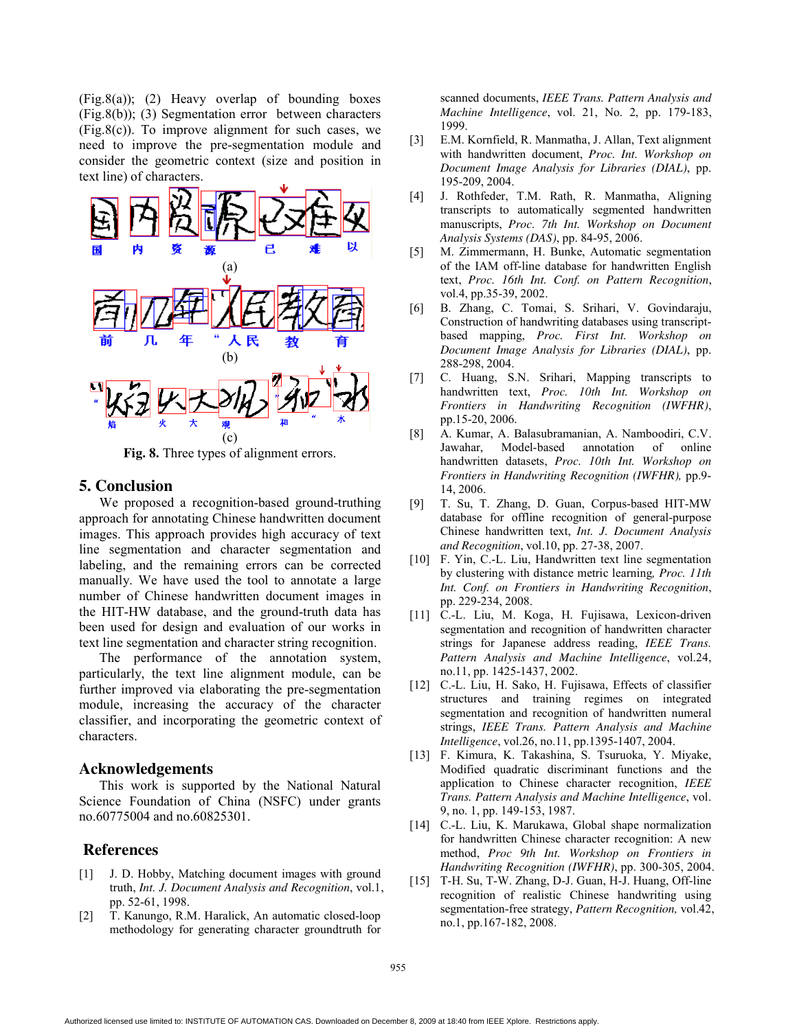(Fig.8(a)); (2) Heavy overlap of bounding boxes (Fig.8(b)); (3) Segmentation error between characters (Fig.8(c)). To improve alignment for such cases, we need to improve the pre-segmentation module and consider the geometric context (size and position in text line) of characters.

**Fig. 8.** Three types of alignment errors.

## 5. Conclusion

We proposed a recognition-based ground-truthing approach for annotating Chinese handwritten document images. This approach provides high accuracy of text line segmentation and character segmentation and labeling, and the remaining errors can be corrected manually. We have used the tool to annotate a large number of Chinese handwritten document images in the HIT-HW database, and the ground-truth data has been used for design and evaluation of our works in text line segmentation and character string recognition.

The performance of the annotation system, particularly, the text line alignment module, can be further improved via elaborating the pre-segmentation module, increasing the accuracy of the character classifier, and incorporating the geometric context of characters.

## Acknowledgements

This work is supported by the National Natural Science Foundation of China (NSFC) under grants no.60775004 and no.60825301.

## References

[1] J. D. Hobby, Matching document images with ground truth, *Int. J. Document Analysis and Recognition*, vol.1, pp. 52-61, 1998.

[2] T. Kanungo, R.M. Haralick, An automatic closed-loop methodology for generating character groundtruth for scanned documents, *IEEE Trans. Pattern Analysis and Machine Intelligence*, vol. 21, No. 2, pp. 179-183, 1999.

[3] E.M. Kornfield, R. Manmatha, J. Allan, Text alignment with handwritten document, *Proc. Int. Workshop on Document Image Analysis for Libraries (DIAL)*, pp. 195-209, 2004.

[4] J. Rothfeder, T.M. Rath, R. Manmatha, Aligning transcripts to automatically segmented handwritten manuscripts, *Proc. 7th Int. Workshop on Document Analysis Systems (DAS)*, pp. 84-95, 2006.

[5] M. Zimmermann, H. Bunke, Automatic segmentation of the IAM off-line database for handwritten English text, *Proc. 16th Int. Conf. on Pattern Recognition*, vol.4, pp.35-39, 2002.

[6] B. Zhang, C. Tomai, S. Srihari, V. Govindaraju, Construction of handwriting databases using transcript-based mapping, *Proc. First Int. Workshop on Document Image Analysis for Libraries (DIAL)*, pp. 288-298, 2004.

[7] C. Huang, S.N. Srihari, Mapping transcripts to handwritten text, *Proc. 10th Int. Workshop on Frontiers in Handwriting Recognition (IWFHR)*, pp.15-20, 2006.

[8] A. Kumar, A. Balasubramanian, A. Namboodiri, C.V. Jawahar, Model-based annotation of online handwritten datasets, *Proc. 10th Int. Workshop on Frontiers in Handwriting Recognition (IWFHR)*, pp.9-14, 2006.

[9] T. Su, T. Zhang, D. Guan, Corpus-based HIT-MW database for offline recognition of general-purpose Chinese handwritten text, *Int. J. Document Analysis and Recognition*, vol.10, pp. 27-38, 2007.

[10] F. Yin, C.-L. Liu, Handwritten text line segmentation by clustering with distance metric learning, *Proc. 11th Int. Conf. on Frontiers in Handwriting Recognition*, pp. 229-234, 2008.

[11] C.-L. Liu, M. Koga, H. Fujisawa, Lexicon-driven segmentation and recognition of handwritten character strings for Japanese address reading, *IEEE Trans. Pattern Analysis and Machine Intelligence*, vol.24, no.11, pp. 1425-1437, 2002.

[12] C.-L. Liu, H. Sako, H. Fujisawa, Effects of classifier structures and training regimes on integrated segmentation and recognition of handwritten numeral strings, *IEEE Trans. Pattern Analysis and Machine Intelligence*, vol.26, no.11, pp.1395-1407, 2004.

[13] F. Kimura, K. Takashina, S. Tsuruoka, Y. Miyake, Modified quadratic discriminant functions and the application to Chinese character recognition, *IEEE Trans. Pattern Analysis and Machine Intelligence*, vol. 9, no. 1, pp. 149-153, 1987.

[14] C.-L. Liu, K. Marukawa, Global shape normalization for handwritten Chinese character recognition: A new method, *Proc 9th Int. Workshop on Frontiers in Handwriting Recognition (IWFHR)*, pp. 300-305, 2004.

[15] T-H. Su, T-W. Zhang, D-J. Guan, H-J. Huang, Off-line recognition of realistic Chinese handwriting using segmentation-free strategy, *Pattern Recognition*, vol.42, no.1, pp.167-182, 2008.